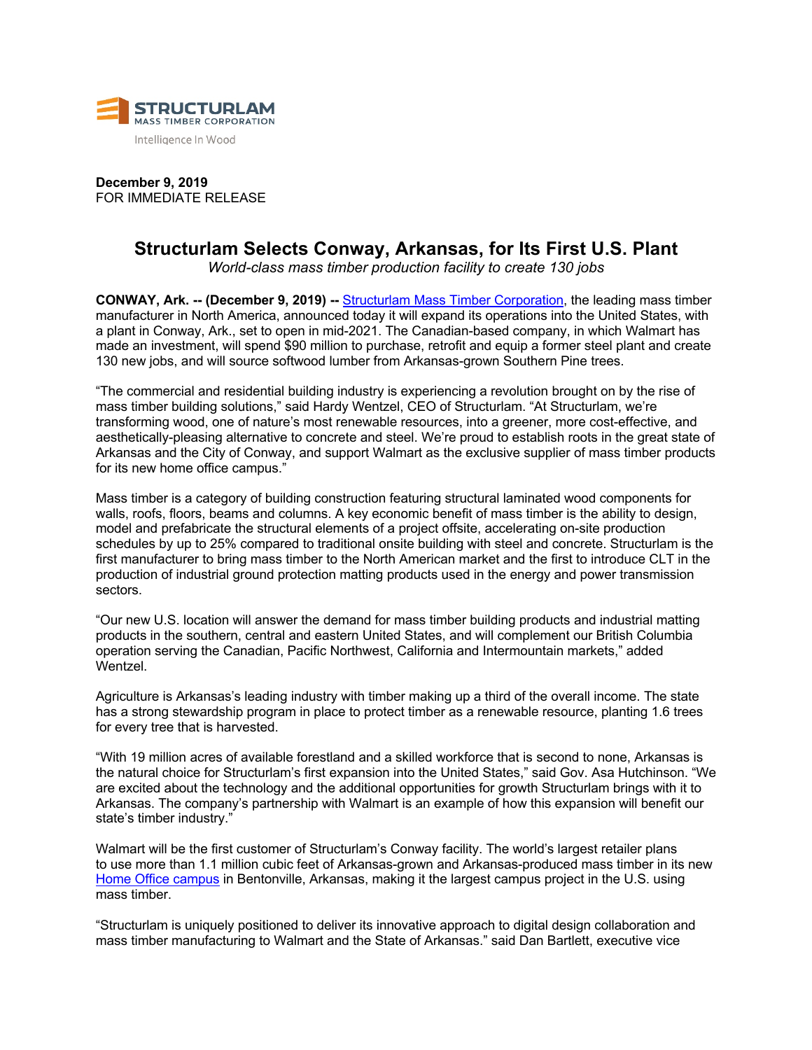STRUCTURLAM
MASS TIMBER CORPORATION
Intelligence In Wood

**December 9, 2019**
FOR IMMEDIATE RELEASE

# Structurlam Selects Conway, Arkansas, for Its First U.S. Plant

*World-class mass timber production facility to create 130 jobs*

**CONWAY, Ark. -- (December 9, 2019) --** [Structurlam Mass Timber Corporation](), the leading mass timber manufacturer in North America, announced today it will expand its operations into the United States, with a plant in Conway, Ark., set to open in mid-2021. The Canadian-based company, in which Walmart has made an investment, will spend $90 million to purchase, retrofit and equip a former steel plant and create 130 new jobs, and will source softwood lumber from Arkansas-grown Southern Pine trees.

"The commercial and residential building industry is experiencing a revolution brought on by the rise of mass timber building solutions," said Hardy Wentzel, CEO of Structurlam. "At Structurlam, we're transforming wood, one of nature's most renewable resources, into a greener, more cost-effective, and aesthetically-pleasing alternative to concrete and steel. We're proud to establish roots in the great state of Arkansas and the City of Conway, and support Walmart as the exclusive supplier of mass timber products for its new home office campus."

Mass timber is a category of building construction featuring structural laminated wood components for walls, roofs, floors, beams and columns. A key economic benefit of mass timber is the ability to design, model and prefabricate the structural elements of a project offsite, accelerating on-site production schedules by up to 25% compared to traditional onsite building with steel and concrete. Structurlam is the first manufacturer to bring mass timber to the North American market and the first to introduce CLT in the production of industrial ground protection matting products used in the energy and power transmission sectors.

"Our new U.S. location will answer the demand for mass timber building products and industrial matting products in the southern, central and eastern United States, and will complement our British Columbia operation serving the Canadian, Pacific Northwest, California and Intermountain markets," added Wentzel.

Agriculture is Arkansas's leading industry with timber making up a third of the overall income. The state has a strong stewardship program in place to protect timber as a renewable resource, planting 1.6 trees for every tree that is harvested.

"With 19 million acres of available forestland and a skilled workforce that is second to none, Arkansas is the natural choice for Structurlam's first expansion into the United States," said Gov. Asa Hutchinson. "We are excited about the technology and the additional opportunities for growth Structurlam brings with it to Arkansas. The company's partnership with Walmart is an example of how this expansion will benefit our state's timber industry."

Walmart will be the first customer of Structurlam's Conway facility. The world's largest retailer plans to use more than 1.1 million cubic feet of Arkansas-grown and Arkansas-produced mass timber in its new [Home Office campus]() in Bentonville, Arkansas, making it the largest campus project in the U.S. using mass timber.

"Structurlam is uniquely positioned to deliver its innovative approach to digital design collaboration and mass timber manufacturing to Walmart and the State of Arkansas." said Dan Bartlett, executive vice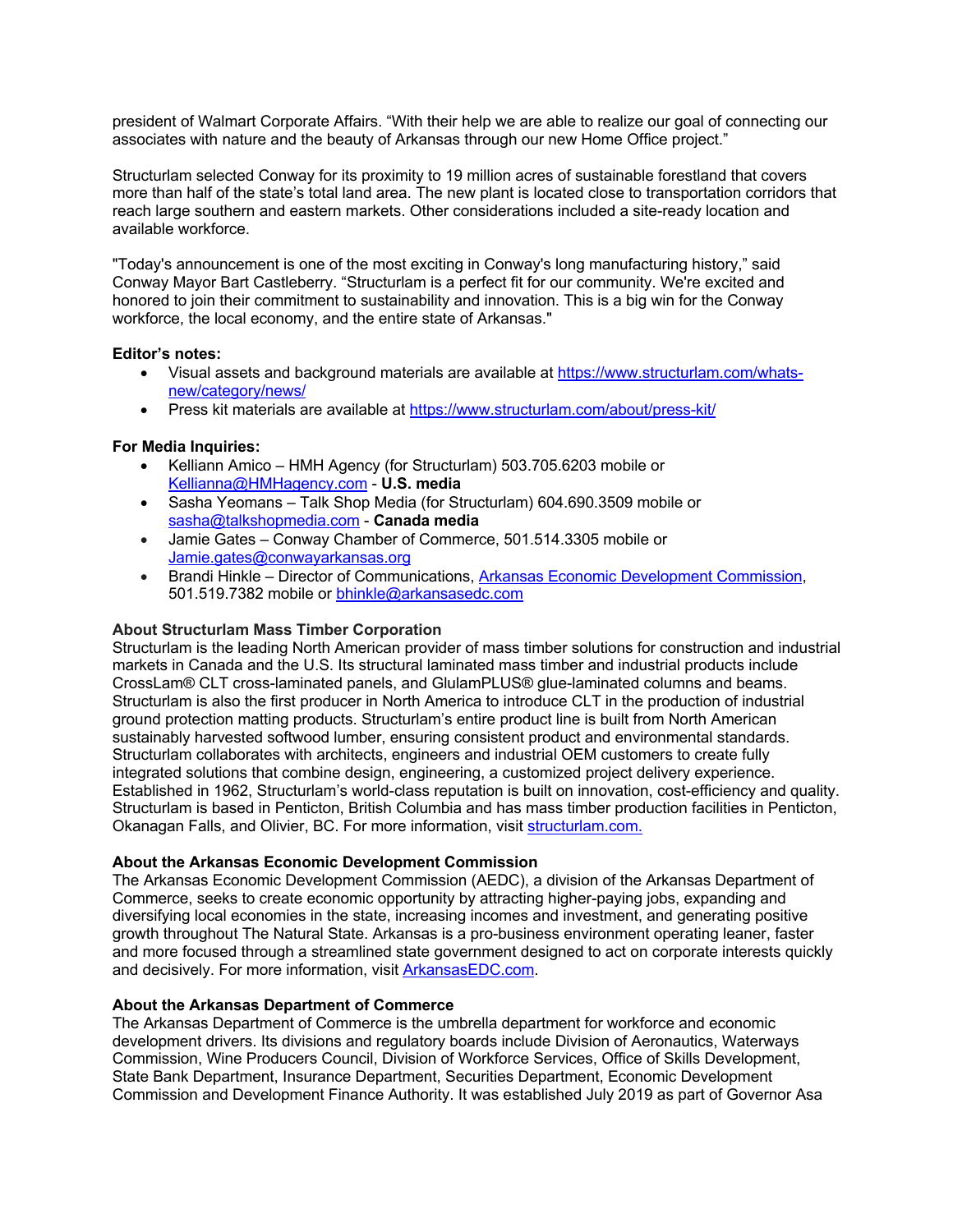president of Walmart Corporate Affairs. "With their help we are able to realize our goal of connecting our associates with nature and the beauty of Arkansas through our new Home Office project."

Structurlam selected Conway for its proximity to 19 million acres of sustainable forestland that covers more than half of the state's total land area. The new plant is located close to transportation corridors that reach large southern and eastern markets. Other considerations included a site-ready location and available workforce.

"Today's announcement is one of the most exciting in Conway's long manufacturing history," said Conway Mayor Bart Castleberry. "Structurlam is a perfect fit for our community. We're excited and honored to join their commitment to sustainability and innovation. This is a big win for the Conway workforce, the local economy, and the entire state of Arkansas."

**Editor's notes:**

- Visual assets and background materials are available at [https://www.structurlam.com/whats-new/category/news/](https://www.structurlam.com/whats-new/category/news/)
- Press kit materials are available at [https://www.structurlam.com/about/press-kit/](https://www.structurlam.com/about/press-kit/)

**For Media Inquiries:**

- Kelliann Amico – HMH Agency (for Structurlam) 503.705.6203 mobile or [Kellianna@HMHagency.com](mailto:Kellianna@HMHagency.com) - **U.S. media**
- Sasha Yeomans – Talk Shop Media (for Structurlam) 604.690.3509 mobile or [sasha@talkshopmedia.com](mailto:sasha@talkshopmedia.com) - **Canada media**
- Jamie Gates – Conway Chamber of Commerce, 501.514.3305 mobile or [Jamie.gates@conwayarkansas.org](mailto:Jamie.gates@conwayarkansas.org)
- Brandi Hinkle – Director of Communications, Arkansas Economic Development Commission, 501.519.7382 mobile or [bhinkle@arkansasedc.com](mailto:bhinkle@arkansasedc.com)

**About Structurlam Mass Timber Corporation**

Structurlam is the leading North American provider of mass timber solutions for construction and industrial markets in Canada and the U.S. Its structural laminated mass timber and industrial products include CrossLam® CLT cross-laminated panels, and GlulamPLUS® glue-laminated columns and beams. Structurlam is also the first producer in North America to introduce CLT in the production of industrial ground protection matting products. Structurlam's entire product line is built from North American sustainably harvested softwood lumber, ensuring consistent product and environmental standards. Structurlam collaborates with architects, engineers and industrial OEM customers to create fully integrated solutions that combine design, engineering, a customized project delivery experience. Established in 1962, Structurlam's world-class reputation is built on innovation, cost-efficiency and quality. Structurlam is based in Penticton, British Columbia and has mass timber production facilities in Penticton, Okanagan Falls, and Olivier, BC. For more information, visit [structurlam.com.](https://structurlam.com)

**About the Arkansas Economic Development Commission**

The Arkansas Economic Development Commission (AEDC), a division of the Arkansas Department of Commerce, seeks to create economic opportunity by attracting higher-paying jobs, expanding and diversifying local economies in the state, increasing incomes and investment, and generating positive growth throughout The Natural State. Arkansas is a pro-business environment operating leaner, faster and more focused through a streamlined state government designed to act on corporate interests quickly and decisively. For more information, visit [ArkansasEDC.com](https://ArkansasEDC.com).

**About the Arkansas Department of Commerce**

The Arkansas Department of Commerce is the umbrella department for workforce and economic development drivers. Its divisions and regulatory boards include Division of Aeronautics, Waterways Commission, Wine Producers Council, Division of Workforce Services, Office of Skills Development, State Bank Department, Insurance Department, Securities Department, Economic Development Commission and Development Finance Authority. It was established July 2019 as part of Governor Asa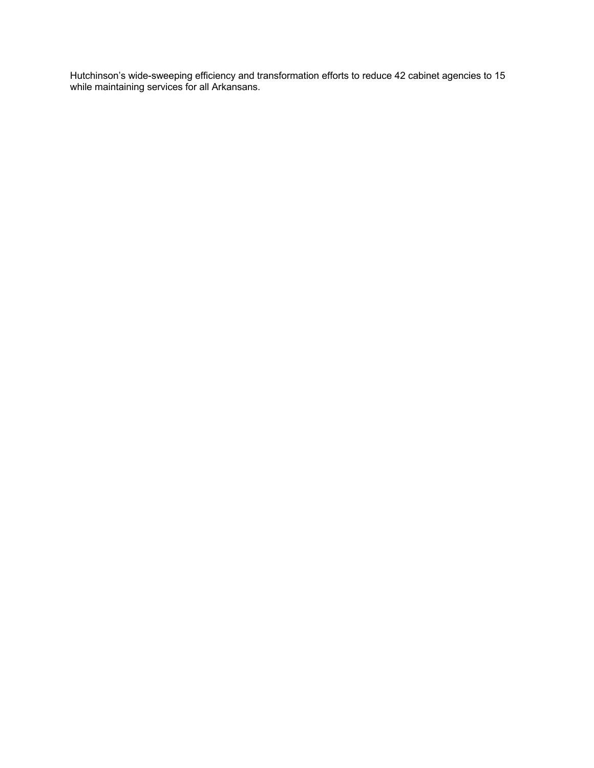Hutchinson’s wide-sweeping efficiency and transformation efforts to reduce 42 cabinet agencies to 15 while maintaining services for all Arkansans.